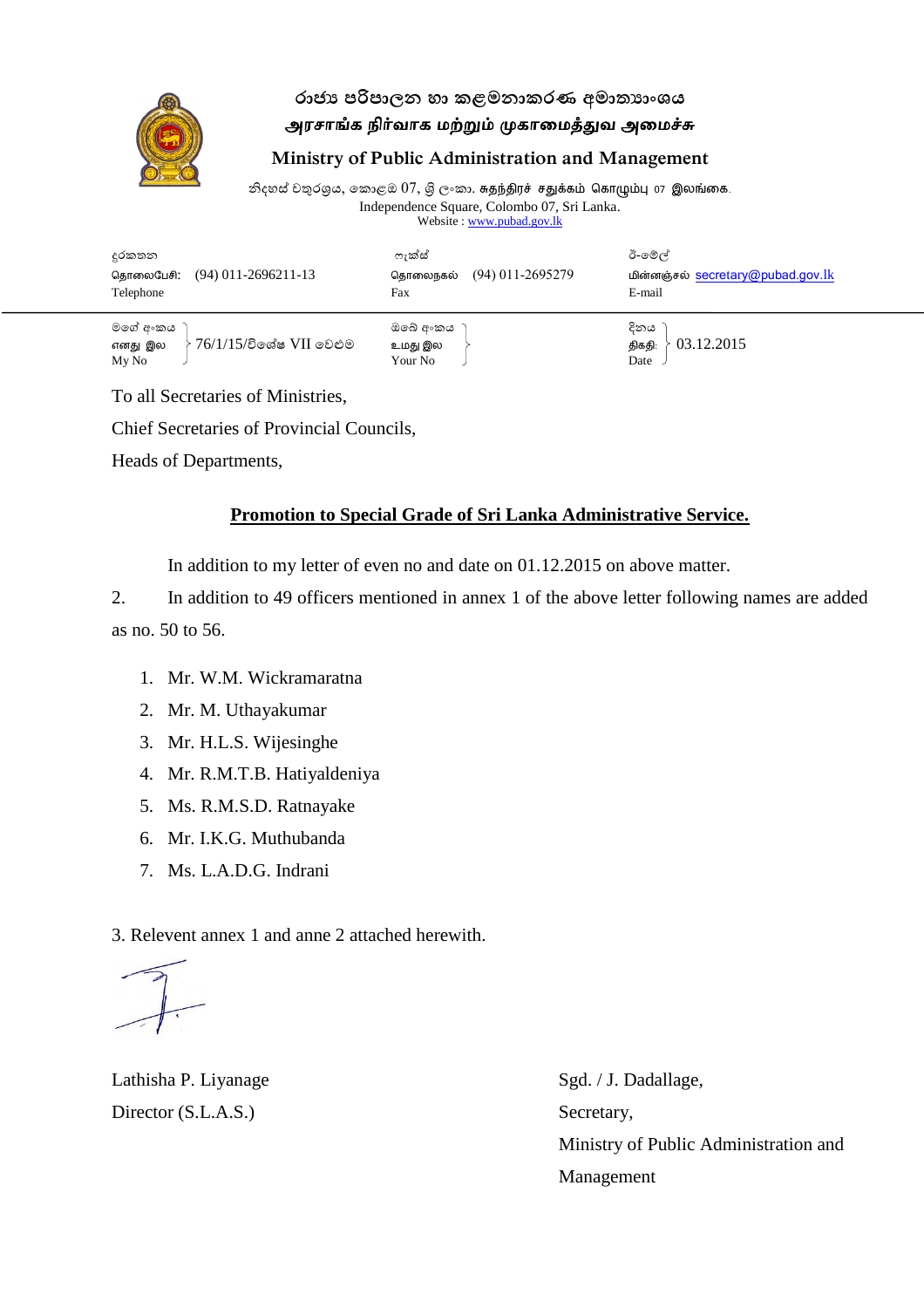රාජ්‍ය පරිපාලන හා කළමනාකරණ අමාත්‍යාංශය
அரசாங்க நிர்வாக மற்றும் முகாமைத்துவ அமைச்சு
**Ministry of Public Administration and Management**

නිදහස් චතුරශ්‍රය, කොළඹ 07, ශ්‍රී ලංකා. சுதந்திரச் சதுக்கம் கொழும்பு 07 இலங்கை.
Independence Square, Colombo 07, Sri Lanka.
Website : www.pubad.gov.lk

| දුරකතන / தொலைபேசி / Telephone | (94) 011-2696211-13 | ෆැක්ස් / தொலைநகல் / Fax | (94) 011-2695279 | ඊ-මේල් / மின்னஞ்சல் / E-mail | secretary@pubad.gov.lk |
|---|---|---|---|---|---|
| මගේ අංකය / எனது இல / My No | 76/1/15/විශේෂ VII වෙළුම | ඔබේ අංකය / உமது இல / Your No | | දිනය / திகதி / Date | 03.12.2015 |

To all Secretaries of Ministries,

Chief Secretaries of Provincial Councils,

Heads of Departments,

**Promotion to Special Grade of Sri Lanka Administrative Service.**

In addition to my letter of even no and date on 01.12.2015 on above matter.

2. In addition to 49 officers mentioned in annex 1 of the above letter following names are added as no. 50 to 56.

1. Mr. W.M. Wickramaratna
2. Mr. M. Uthayakumar
3. Mr. H.L.S. Wijesinghe
4. Mr. R.M.T.B. Hatiyaldeniya
5. Ms. R.M.S.D. Ratnayake
6. Mr. I.K.G. Muthubanda
7. Ms. L.A.D.G. Indrani

3. Relevent annex 1 and anne 2 attached herewith.

Lathisha P. Liyanage
Director (S.L.A.S.)

Sgd. / J. Dadallage,
Secretary,
Ministry of Public Administration and Management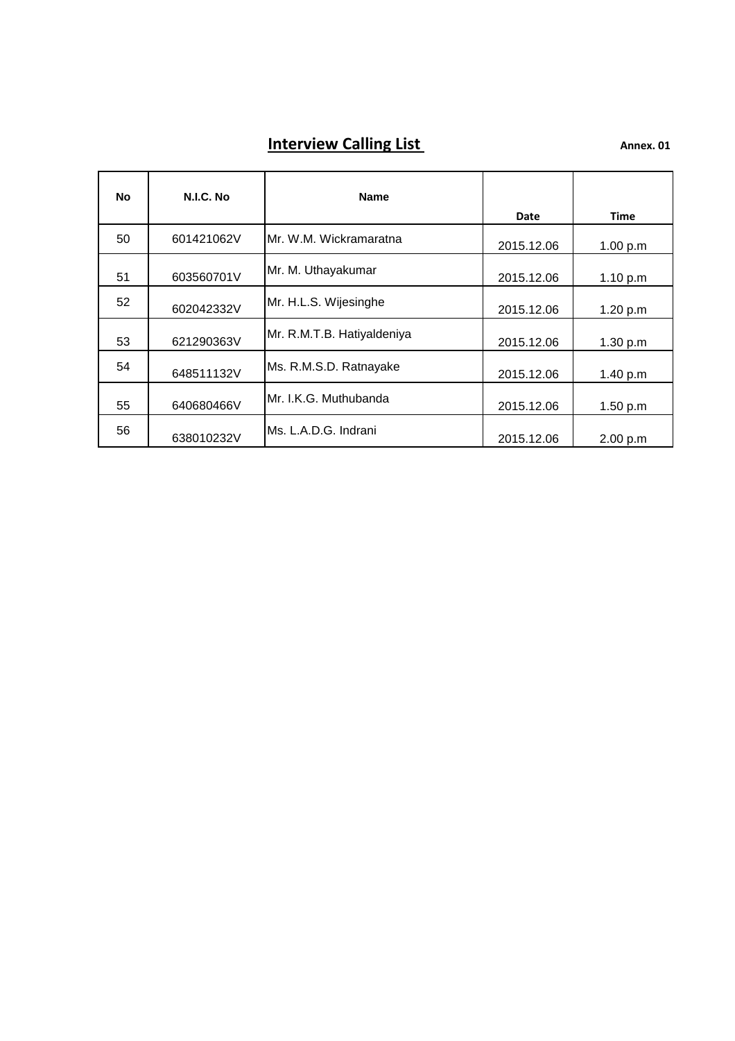## Interview Calling List

**Annex. 01**

| No | N.I.C. No | Name | Date | Time |
|---|---|---|---|---|
| 50 | 601421062V | Mr. W.M. Wickramaratna | 2015.12.06 | 1.00 p.m |
| 51 | 603560701V | Mr. M. Uthayakumar | 2015.12.06 | 1.10 p.m |
| 52 | 602042332V | Mr. H.L.S. Wijesinghe | 2015.12.06 | 1.20 p.m |
| 53 | 621290363V | Mr. R.M.T.B. Hatiyaldeniya | 2015.12.06 | 1.30 p.m |
| 54 | 648511132V | Ms. R.M.S.D. Ratnayake | 2015.12.06 | 1.40 p.m |
| 55 | 640680466V | Mr. I.K.G. Muthubanda | 2015.12.06 | 1.50 p.m |
| 56 | 638010232V | Ms. L.A.D.G. Indrani | 2015.12.06 | 2.00 p.m |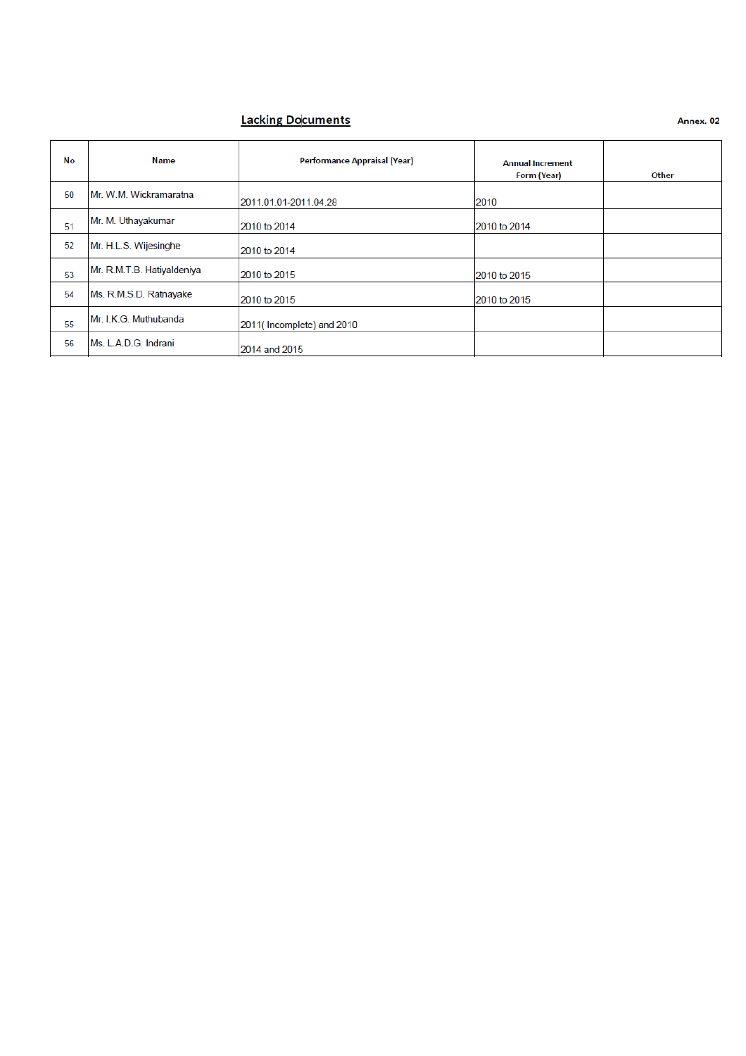## Lacking Documents

Annex. 02

| No | Name | Performance Appraisal (Year) | Annual Increment Form (Year) | Other |
|---|---|---|---|---|
| 50 | Mr. W.M. Wickramaratna | 2011.01.01-2011.04.28 | 2010 | |
| 51 | Mr. M. Uthayakumar | 2010 to 2014 | 2010 to 2014 | |
| 52 | Mr. H.L.S. Wijesinghe | 2010 to 2014 | | |
| 53 | Mr. R.M.T.B. Hatiyaldeniya | 2010 to 2015 | 2010 to 2015 | |
| 54 | Ms. R.M.S.D. Ratnayake | 2010 to 2015 | 2010 to 2015 | |
| 55 | Mr. I.K.G. Muthubanda | 2011( Incomplete) and 2010 | | |
| 56 | Ms. L.A.D.G. Indrani | 2014 and 2015 | | |